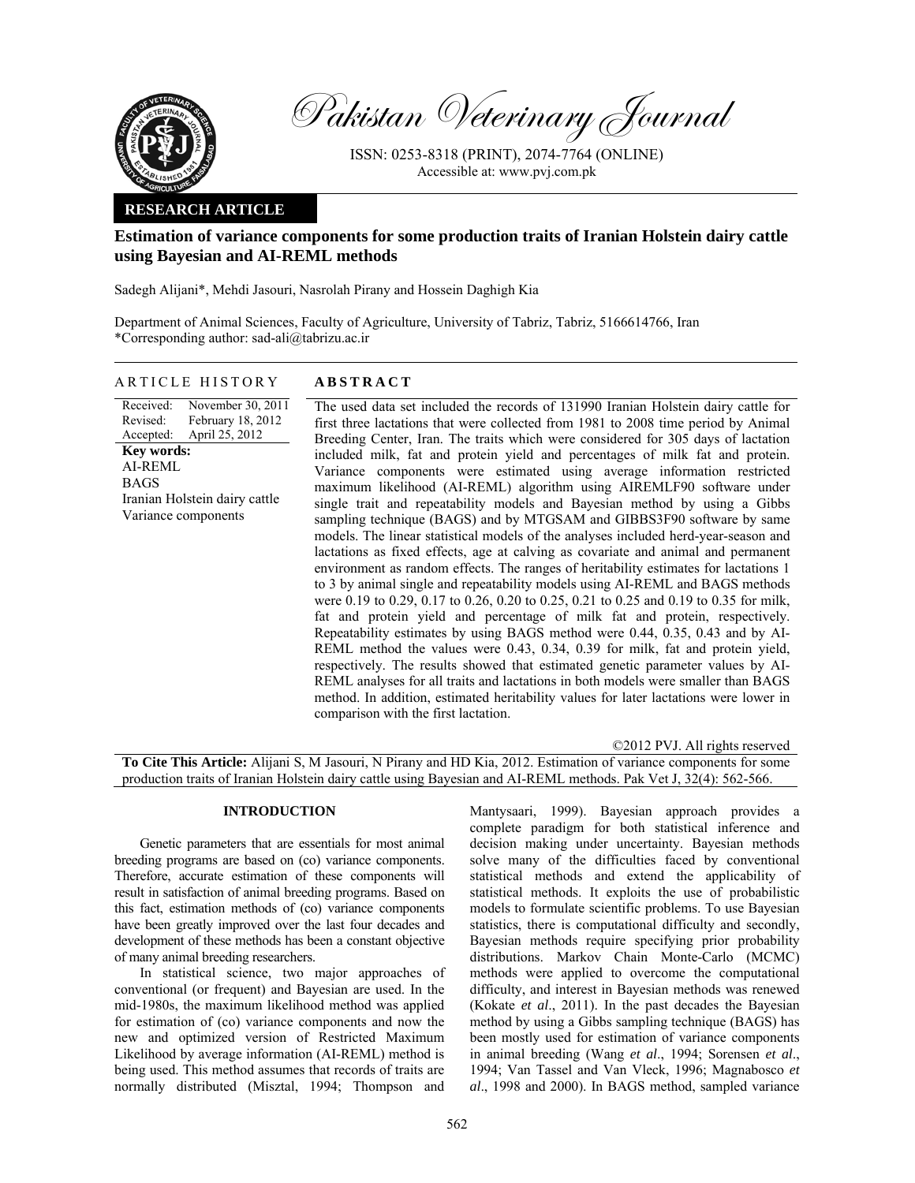# Pakistan Veterinary Journal

ISSN: 0253-8318 (PRINT), 2074-7764 (ONLINE)
Accessible at: www.pvj.com.pk

**RESEARCH ARTICLE**

## Estimation of variance components for some production traits of Iranian Holstein dairy cattle using Bayesian and AI-REML methods

Sadegh Alijani*, Mehdi Jasouri, Nasrolah Pirany and Hossein Daghigh Kia

Department of Animal Sciences, Faculty of Agriculture, University of Tabriz, Tabriz, 5166614766, Iran
*Corresponding author: sad-ali@tabrizu.ac.ir

### ARTICLE HISTORY

Received: November 30, 2011
Revised: February 18, 2012
Accepted: April 25, 2012

**Key words:**
AI-REML
BAGS
Iranian Holstein dairy cattle
Variance components

### ABSTRACT

The used data set included the records of 131990 Iranian Holstein dairy cattle for first three lactations that were collected from 1981 to 2008 time period by Animal Breeding Center, Iran. The traits which were considered for 305 days of lactation included milk, fat and protein yield and percentages of milk fat and protein. Variance components were estimated using average information restricted maximum likelihood (AI-REML) algorithm using AIREMLF90 software under single trait and repeatability models and Bayesian method by using a Gibbs sampling technique (BAGS) and by MTGSAM and GIBBS3F90 software by same models. The linear statistical models of the analyses included herd-year-season and lactations as fixed effects, age at calving as covariate and animal and permanent environment as random effects. The ranges of heritability estimates for lactations 1 to 3 by animal single and repeatability models using AI-REML and BAGS methods were 0.19 to 0.29, 0.17 to 0.26, 0.20 to 0.25, 0.21 to 0.25 and 0.19 to 0.35 for milk, fat and protein yield and percentage of milk fat and protein, respectively. Repeatability estimates by using BAGS method were 0.44, 0.35, 0.43 and by AI-REML method the values were 0.43, 0.34, 0.39 for milk, fat and protein yield, respectively. The results showed that estimated genetic parameter values by AI-REML analyses for all traits and lactations in both models were smaller than BAGS method. In addition, estimated heritability values for later lactations were lower in comparison with the first lactation.

©2012 PVJ. All rights reserved

**To Cite This Article:** Alijani S, M Jasouri, N Pirany and HD Kia, 2012. Estimation of variance components for some production traits of Iranian Holstein dairy cattle using Bayesian and AI-REML methods. Pak Vet J, 32(4): 562-566.

## INTRODUCTION

Genetic parameters that are essentials for most animal breeding programs are based on (co) variance components. Therefore, accurate estimation of these components will result in satisfaction of animal breeding programs. Based on this fact, estimation methods of (co) variance components have been greatly improved over the last four decades and development of these methods has been a constant objective of many animal breeding researchers.

In statistical science, two major approaches of conventional (or frequent) and Bayesian are used. In the mid-1980s, the maximum likelihood method was applied for estimation of (co) variance components and now the new and optimized version of Restricted Maximum Likelihood by average information (AI-REML) method is being used. This method assumes that records of traits are normally distributed (Misztal, 1994; Thompson and Mantysaari, 1999). Bayesian approach provides a complete paradigm for both statistical inference and decision making under uncertainty. Bayesian methods solve many of the difficulties faced by conventional statistical methods and extend the applicability of statistical methods. It exploits the use of probabilistic models to formulate scientific problems. To use Bayesian statistics, there is computational difficulty and secondly, Bayesian methods require specifying prior probability distributions. Markov Chain Monte-Carlo (MCMC) methods were applied to overcome the computational difficulty, and interest in Bayesian methods was renewed (Kokate *et al*., 2011). In the past decades the Bayesian method by using a Gibbs sampling technique (BAGS) has been mostly used for estimation of variance components in animal breeding (Wang *et al*., 1994; Sorensen *et al*., 1994; Van Tassel and Van Vleck, 1996; Magnabosco *et al*., 1998 and 2000). In BAGS method, sampled variance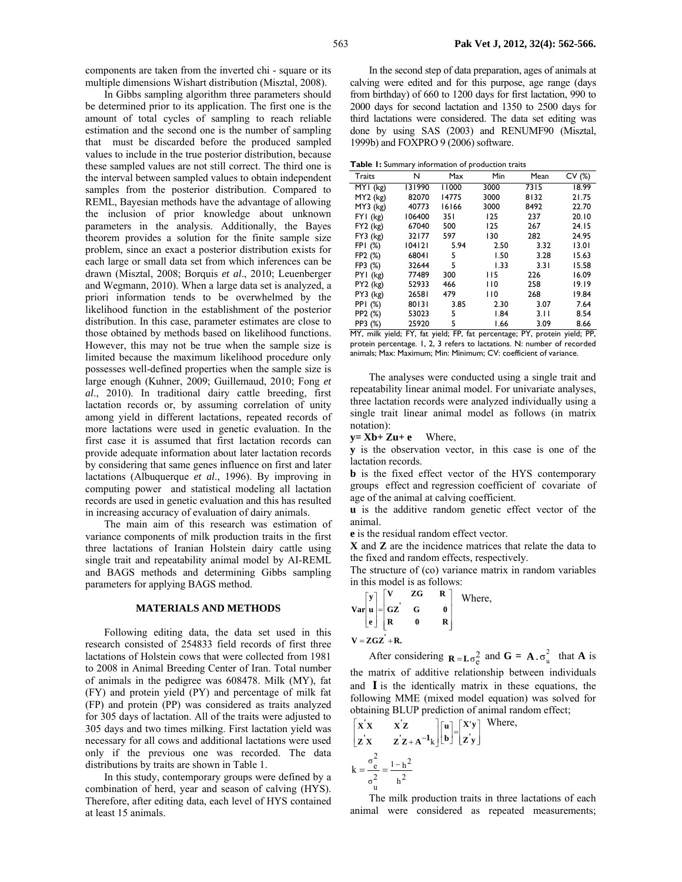components are taken from the inverted chi - square or its multiple dimensions Wishart distribution (Misztal, 2008).

In Gibbs sampling algorithm three parameters should be determined prior to its application. The first one is the amount of total cycles of sampling to reach reliable estimation and the second one is the number of sampling that must be discarded before the produced sampled values to include in the true posterior distribution, because these sampled values are not still correct. The third one is the interval between sampled values to obtain independent samples from the posterior distribution. Compared to REML, Bayesian methods have the advantage of allowing the inclusion of prior knowledge about unknown parameters in the analysis. Additionally, the Bayes theorem provides a solution for the finite sample size problem, since an exact a posterior distribution exists for each large or small data set from which inferences can be drawn (Misztal, 2008; Borquis *et al*., 2010; Leuenberger and Wegmann, 2010). When a large data set is analyzed, a priori information tends to be overwhelmed by the likelihood function in the establishment of the posterior distribution. In this case, parameter estimates are close to those obtained by methods based on likelihood functions. However, this may not be true when the sample size is limited because the maximum likelihood procedure only possesses well-defined properties when the sample size is large enough (Kuhner, 2009; Guillemaud, 2010; Fong *et al*., 2010). In traditional dairy cattle breeding, first lactation records or, by assuming correlation of unity among yield in different lactations, repeated records of more lactations were used in genetic evaluation. In the first case it is assumed that first lactation records can provide adequate information about later lactation records by considering that same genes influence on first and later lactations (Albuquerque *et al*., 1996). By improving in computing power and statistical modeling all lactation records are used in genetic evaluation and this has resulted in increasing accuracy of evaluation of dairy animals.

The main aim of this research was estimation of variance components of milk production traits in the first three lactations of Iranian Holstein dairy cattle using single trait and repeatability animal model by AI-REML and BAGS methods and determining Gibbs sampling parameters for applying BAGS method.

## MATERIALS AND METHODS

Following editing data, the data set used in this research consisted of 254833 field records of first three lactations of Holstein cows that were collected from 1981 to 2008 in Animal Breeding Center of Iran. Total number of animals in the pedigree was 608478. Milk (MY), fat (FY) and protein yield (PY) and percentage of milk fat (FP) and protein (PP) was considered as traits analyzed for 305 days of lactation. All of the traits were adjusted to 305 days and two times milking. First lactation yield was necessary for all cows and additional lactations were used only if the previous one was recorded. The data distributions by traits are shown in Table 1.

In this study, contemporary groups were defined by a combination of herd, year and season of calving (HYS). Therefore, after editing data, each level of HYS contained at least 15 animals.

In the second step of data preparation, ages of animals at calving were edited and for this purpose, age range (days from birthday) of 660 to 1200 days for first lactation, 990 to 2000 days for second lactation and 1350 to 2500 days for third lactations were considered. The data set editing was done by using SAS (2003) and RENUMF90 (Misztal, 1999b) and FOXPRO 9 (2006) software.

**Table 1:** Summary information of production traits

| Traits | N | Max | Min | Mean | CV (%) |
|---|---|---|---|---|---|
| MY1 (kg) | 131990 | 11000 | 3000 | 7315 | 18.99 |
| MY2 (kg) | 82070 | 14775 | 3000 | 8132 | 21.75 |
| MY3 (kg) | 40773 | 16166 | 3000 | 8492 | 22.70 |
| FY1 (kg) | 106400 | 351 | 125 | 237 | 20.10 |
| FY2 (kg) | 67040 | 500 | 125 | 267 | 24.15 |
| FY3 (kg) | 32177 | 597 | 130 | 282 | 24.95 |
| FP1 (%) | 104121 | 5.94 | 2.50 | 3.32 | 13.01 |
| FP2 (%) | 68041 | 5 | 1.50 | 3.28 | 15.63 |
| FP3 (%) | 32644 | 5 | 1.33 | 3.31 | 15.58 |
| PY1 (kg) | 77489 | 300 | 115 | 226 | 16.09 |
| PY2 (kg) | 52933 | 466 | 110 | 258 | 19.19 |
| PY3 (kg) | 26581 | 479 | 110 | 268 | 19.84 |
| PP1 (%) | 80131 | 3.85 | 2.30 | 3.07 | 7.64 |
| PP2 (%) | 53023 | 5 | 1.84 | 3.11 | 8.54 |
| PP3 (%) | 25920 | 5 | 1.66 | 3.09 | 8.66 |

MY, milk yield; FY, fat yield; FP, fat percentage; PY, protein yield; PP, protein percentage. 1, 2, 3 refers to lactations. N: number of recorded animals; Max: Maximum; Min: Minimum; CV: coefficient of variance.

The analyses were conducted using a single trait and repeatability linear animal model. For univariate analyses, three lactation records were analyzed individually using a single trait linear animal model as follows (in matrix notation):

$\mathbf{y = Xb + Zu + e}$ Where,

**y** is the observation vector, in this case is one of the lactation records.

**b** is the fixed effect vector of the HYS contemporary groups effect and regression coefficient of covariate of age of the animal at calving coefficient.

**u** is the additive random genetic effect vector of the animal.

**e** is the residual random effect vector.

**X** and **Z** are the incidence matrices that relate the data to the fixed and random effects, respectively.

The structure of (co) variance matrix in random variables in this model is as follows:

$$\mathbf{Var}\begin{bmatrix}\mathbf{y}\\ \mathbf{u}\\ \mathbf{e}\end{bmatrix} = \begin{bmatrix}\mathbf{V} & \mathbf{ZG} & \mathbf{R}\\ \mathbf{GZ'} & \mathbf{G} & \mathbf{0}\\ \mathbf{R} & \mathbf{0} & \mathbf{R}\end{bmatrix} \quad \text{Where,}$$

$$\mathbf{V = ZGZ' + R.}$$

After considering $\mathbf{R} = \mathbf{I}.\sigma_e^2$ and $\mathbf{G} = \mathbf{A}.\sigma_u^2$ that **A** is the matrix of additive relationship between individuals and **I** is the identically matrix in these equations, the following MME (mixed model equation) was solved for obtaining BLUP prediction of animal random effect;

$$\begin{bmatrix}\mathbf{X'X} & \mathbf{X'Z}\\ \mathbf{Z'X} & \mathbf{Z'Z + A^{-1}}k\end{bmatrix}\begin{bmatrix}\mathbf{u}\\ \mathbf{b}\end{bmatrix} = \begin{bmatrix}\mathbf{X'y}\\ \mathbf{Z'y}\end{bmatrix} \quad \text{Where,}$$

$$k = \frac{\sigma_e^2}{\sigma_u^2} = \frac{1-h^2}{h^2}$$

The milk production traits in three lactations of each animal were considered as repeated measurements;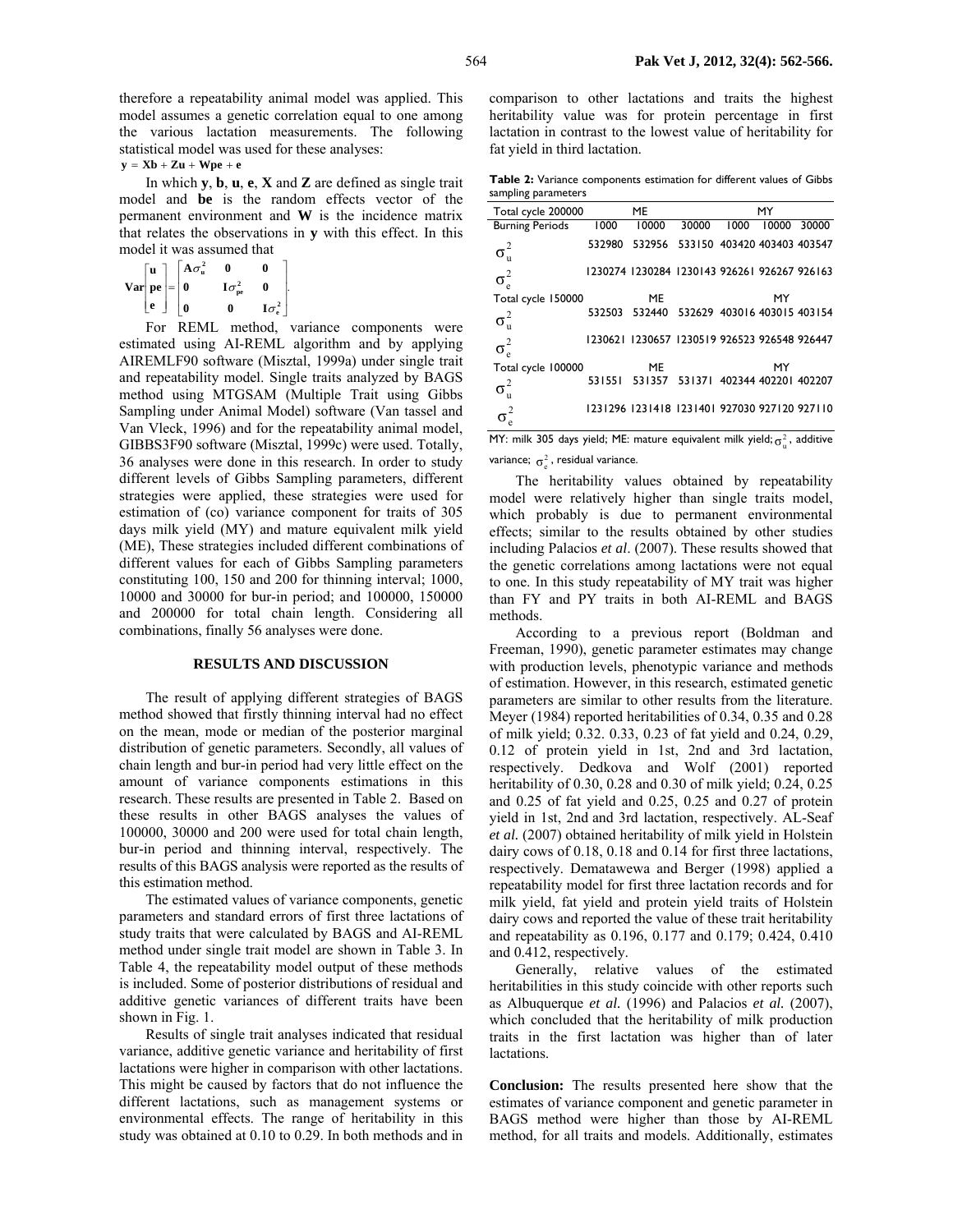therefore a repeatability animal model was applied. This model assumes a genetic correlation equal to one among the various lactation measurements. The following statistical model was used for these analyses:

$$\mathbf{y} = \mathbf{Xb} + \mathbf{Zu} + \mathbf{Wpe} + \mathbf{e}$$

In which **y**, **b**, **u**, **e**, **X** and **Z** are defined as single trait model and **be** is the random effects vector of the permanent environment and **W** is the incidence matrix that relates the observations in **y** with this effect. In this model it was assumed that

$$\mathbf{Var}\begin{bmatrix}\mathbf{u}\\ \mathbf{pe}\\ \mathbf{e}\end{bmatrix} = \begin{bmatrix}\mathbf{A}\sigma_{\mathbf{u}}^2 & \mathbf{0} & \mathbf{0}\\ \mathbf{0} & \mathbf{I}\sigma_{\mathbf{pe}}^2 & \mathbf{0}\\ \mathbf{0} & \mathbf{0} & \mathbf{I}\sigma_{\mathbf{e}}^2\end{bmatrix}.$$

For REML method, variance components were estimated using AI-REML algorithm and by applying AIREMLF90 software (Misztal, 1999a) under single trait and repeatability model. Single traits analyzed by BAGS method using MTGSAM (Multiple Trait using Gibbs Sampling under Animal Model) software (Van tassel and Van Vleck, 1996) and for the repeatability animal model, GIBBS3F90 software (Misztal, 1999c) were used. Totally, 36 analyses were done in this research. In order to study different levels of Gibbs Sampling parameters, different strategies were applied, these strategies were used for estimation of (co) variance component for traits of 305 days milk yield (MY) and mature equivalent milk yield (ME), These strategies included different combinations of different values for each of Gibbs Sampling parameters constituting 100, 150 and 200 for thinning interval; 1000, 10000 and 30000 for bur-in period; and 100000, 150000 and 200000 for total chain length. Considering all combinations, finally 56 analyses were done.

## RESULTS AND DISCUSSION

The result of applying different strategies of BAGS method showed that firstly thinning interval had no effect on the mean, mode or median of the posterior marginal distribution of genetic parameters. Secondly, all values of chain length and bur-in period had very little effect on the amount of variance components estimations in this research. These results are presented in Table 2. Based on these results in other BAGS analyses the values of 100000, 30000 and 200 were used for total chain length, bur-in period and thinning interval, respectively. The results of this BAGS analysis were reported as the results of this estimation method.

The estimated values of variance components, genetic parameters and standard errors of first three lactations of study traits that were calculated by BAGS and AI-REML method under single trait model are shown in Table 3. In Table 4, the repeatability model output of these methods is included. Some of posterior distributions of residual and additive genetic variances of different traits have been shown in Fig. 1.

Results of single trait analyses indicated that residual variance, additive genetic variance and heritability of first lactations were higher in comparison with other lactations. This might be caused by factors that do not influence the different lactations, such as management systems or environmental effects. The range of heritability in this study was obtained at 0.10 to 0.29. In both methods and in comparison to other lactations and traits the highest heritability value was for protein percentage in first lactation in contrast to the lowest value of heritability for fat yield in third lactation.

**Table 2:** Variance components estimation for different values of Gibbs sampling parameters

| Total cycle 200000 | ME | | | MY | | |
|---|---|---|---|---|---|---|
| Burning Periods | 1000 | 10000 | 30000 | 1000 | 10000 | 30000 |
| $\sigma_u^2$ | 532980 | 532956 | 533150 | 403420 | 403403 | 403547 |
| $\sigma_e^2$ | 1230274 | 1230284 | 1230143 | 926261 | 926267 | 926163 |
| Total cycle 150000 | ME | | | MY | | |
| $\sigma_u^2$ | 532503 | 532440 | 532629 | 403016 | 403015 | 403154 |
| $\sigma_e^2$ | 1230621 | 1230657 | 1230519 | 926523 | 926548 | 926447 |
| Total cycle 100000 | ME | | | MY | | |
| $\sigma_u^2$ | 531551 | 531357 | 531371 | 402344 | 402201 | 402207 |
| $\sigma_e^2$ | 1231296 | 1231418 | 1231401 | 927030 | 927120 | 927110 |

MY: milk 305 days yield; ME: mature equivalent milk yield; $\sigma_u^2$, additive variance; $\sigma_e^2$, residual variance.

The heritability values obtained by repeatability model were relatively higher than single traits model, which probably is due to permanent environmental effects; similar to the results obtained by other studies including Palacios *et al*. (2007). These results showed that the genetic correlations among lactations were not equal to one. In this study repeatability of MY trait was higher than FY and PY traits in both AI-REML and BAGS methods.

According to a previous report (Boldman and Freeman, 1990), genetic parameter estimates may change with production levels, phenotypic variance and methods of estimation. However, in this research, estimated genetic parameters are similar to other results from the literature. Meyer (1984) reported heritabilities of 0.34, 0.35 and 0.28 of milk yield; 0.32. 0.33, 0.23 of fat yield and 0.24, 0.29, 0.12 of protein yield in 1st, 2nd and 3rd lactation, respectively. Dedkova and Wolf (2001) reported heritability of 0.30, 0.28 and 0.30 of milk yield; 0.24, 0.25 and 0.25 of fat yield and 0.25, 0.25 and 0.27 of protein yield in 1st, 2nd and 3rd lactation, respectively. AL-Seaf *et al.* (2007) obtained heritability of milk yield in Holstein dairy cows of 0.18, 0.18 and 0.14 for first three lactations, respectively. Dematawewa and Berger (1998) applied a repeatability model for first three lactation records and for milk yield, fat yield and protein yield traits of Holstein dairy cows and reported the value of these trait heritability and repeatability as 0.196, 0.177 and 0.179; 0.424, 0.410 and 0.412, respectively.

Generally, relative values of the estimated heritabilities in this study coincide with other reports such as Albuquerque *et al.* (1996) and Palacios *et al.* (2007), which concluded that the heritability of milk production traits in the first lactation was higher than of later lactations.

**Conclusion:** The results presented here show that the estimates of variance component and genetic parameter in BAGS method were higher than those by AI-REML method, for all traits and models. Additionally, estimates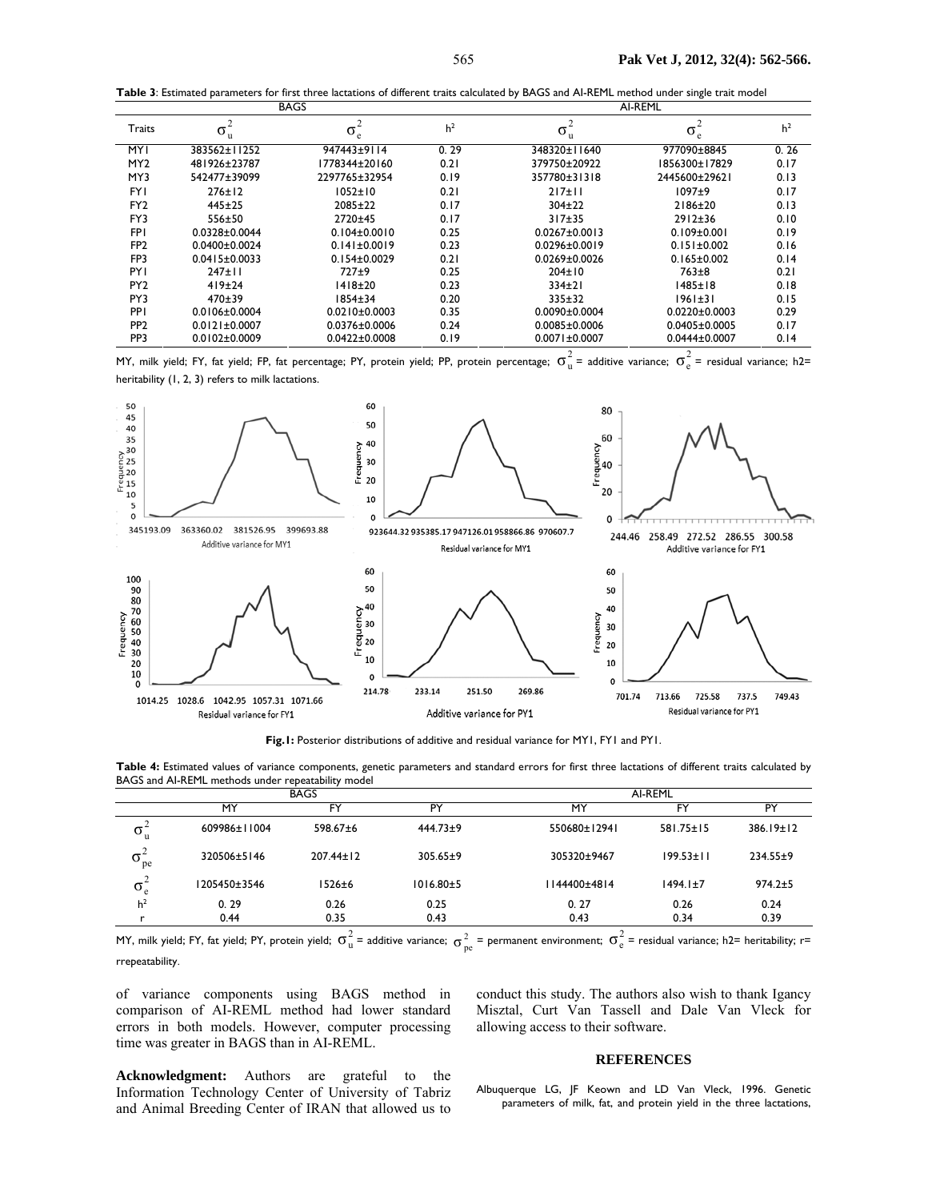**Table 3**: Estimated parameters for first three lactations of different traits calculated by BAGS and AI-REML method under single trait model

| | BAGS | | | AI-REML | | |
|---|---|---|---|---|---|---|
| Traits | $\sigma^2_u$ | $\sigma^2_e$ | h² | $\sigma^2_u$ | $\sigma^2_e$ | h² |
| MY1 | 383562±11252 | 947443±9114 | 0. 29 | 348320±11640 | 977090±8845 | 0. 26 |
| MY2 | 481926±23787 | 1778344±20160 | 0.21 | 379750±20922 | 1856300±17829 | 0.17 |
| MY3 | 542477±39099 | 2297765±32954 | 0.19 | 357780±31318 | 2445600±29621 | 0.13 |
| FY1 | 276±12 | 1052±10 | 0.21 | 217±11 | 1097±9 | 0.17 |
| FY2 | 445±25 | 2085±22 | 0.17 | 304±22 | 2186±20 | 0.13 |
| FY3 | 556±50 | 2720±45 | 0.17 | 317±35 | 2912±36 | 0.10 |
| FP1 | 0.0328±0.0044 | 0.104±0.0010 | 0.25 | 0.0267±0.0013 | 0.109±0.001 | 0.19 |
| FP2 | 0.0400±0.0024 | 0.141±0.0019 | 0.23 | 0.0296±0.0019 | 0.151±0.002 | 0.16 |
| FP3 | 0.0415±0.0033 | 0.154±0.0029 | 0.21 | 0.0269±0.0026 | 0.165±0.002 | 0.14 |
| PY1 | 247±11 | 727±9 | 0.25 | 204±10 | 763±8 | 0.21 |
| PY2 | 419±24 | 1418±20 | 0.23 | 334±21 | 1485±18 | 0.18 |
| PY3 | 470±39 | 1854±34 | 0.20 | 335±32 | 1961±31 | 0.15 |
| PP1 | 0.0106±0.0004 | 0.0210±0.0003 | 0.35 | 0.0090±0.0004 | 0.0220±0.0003 | 0.29 |
| PP2 | 0.0121±0.0007 | 0.0376±0.0006 | 0.24 | 0.0085±0.0006 | 0.0405±0.0005 | 0.17 |
| PP3 | 0.0102±0.0009 | 0.0422±0.0008 | 0.19 | 0.0071±0.0007 | 0.0444±0.0007 | 0.14 |

MY, milk yield; FY, fat yield; FP, fat percentage; PY, protein yield; PP, protein percentage; $\sigma^2_u$ = additive variance; $\sigma^2_e$ = residual variance; h2= heritability (1, 2, 3) refers to milk lactations.

345193.09 363360.02 381526.95 399693.88
Additive variance for MY1

923644.32 935385.17 947126.01 958866.86 970607.7
Residual variance for MY1

244.46 258.49 272.52 286.55 300.58
Additive variance for FY1

1014.25 1028.6 1042.95 1057.31 1071.66
Residual variance for FY1

214.78 233.14 251.50 269.86
Additive variance for PY1

701.74 713.66 725.58 737.5 749.43
Residual variance for PY1

**Fig.1:** Posterior distributions of additive and residual variance for MY1, FY1 and PY1.

**Table 4:** Estimated values of variance components, genetic parameters and standard errors for first three lactations of different traits calculated by BAGS and AI-REML methods under repeatability model

| | BAGS | | | AI-REML | | |
|---|---|---|---|---|---|---|
| | MY | FY | PY | MY | FY | PY |
| $\sigma^2_u$ | 609986±11004 | 598.67±6 | 444.73±9 | 550680±12941 | 581.75±15 | 386.19±12 |
| $\sigma^2_{pe}$ | 320506±5146 | 207.44±12 | 305.65±9 | 305320±9467 | 199.53±11 | 234.55±9 |
| $\sigma^2_e$ | 1205450±3546 | 1526±6 | 1016.80±5 | 1144400±4814 | 1494.1±7 | 974.2±5 |
| h² | 0. 29 | 0.26 | 0.25 | 0. 27 | 0.26 | 0.24 |
| r | 0.44 | 0.35 | 0.43 | 0.43 | 0.34 | 0.39 |

MY, milk yield; FY, fat yield; PY, protein yield; $\sigma^2_u$ = additive variance; $\sigma^2_{pe}$ = permanent environment; $\sigma^2_e$ = residual variance; h2= heritability; r= rrepeatability.

of variance components using BAGS method in comparison of AI-REML method had lower standard errors in both models. However, computer processing time was greater in BAGS than in AI-REML.

**Acknowledgment:** Authors are grateful to the Information Technology Center of University of Tabriz and Animal Breeding Center of IRAN that allowed us to conduct this study. The authors also wish to thank Igancy Misztal, Curt Van Tassell and Dale Van Vleck for allowing access to their software.

## REFERENCES

Albuquerque LG, JF Keown and LD Van Vleck, 1996. Genetic parameters of milk, fat, and protein yield in the three lactations,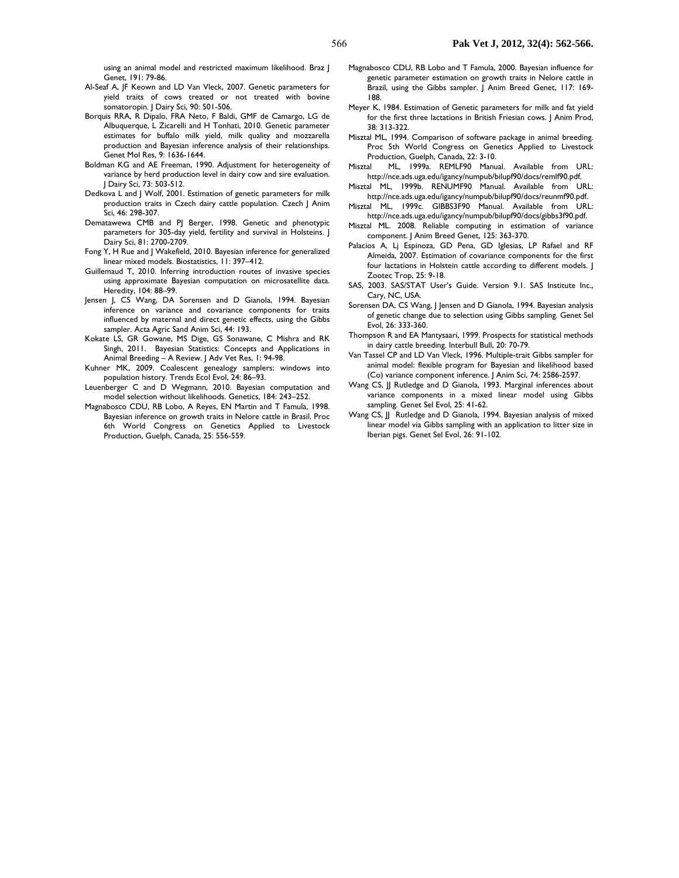using an animal model and restricted maximum likelihood. Braz J Genet, 191: 79-86.

Al-Seaf A, JF Keown and LD Van Vleck, 2007. Genetic parameters for yield traits of cows treated or not treated with bovine somatoropin. J Dairy Sci, 90: 501-506.

Borquis RRA, R Dipalo, FRA Neto, F Baldi, GMF de Camargo, LG de Albuquerque, L Zicarelli and H Tonhati, 2010. Genetic parameter estimates for buffalo milk yield, milk quality and mozzarella production and Bayesian inference analysis of their relationships. Genet Mol Res, 9: 1636-1644.

Boldman KG and AE Freeman, 1990. Adjustment for heterogeneity of variance by herd production level in dairy cow and sire evaluation. J Dairy Sci, 73: 503-512.

Dedkova L and J Wolf, 2001. Estimation of genetic parameters for milk production traits in Czech dairy cattle population. Czech J Anim Sci, 46: 298-307.

Dematawewa CMB and PJ Berger, 1998. Genetic and phenotypic parameters for 305-day yield, fertility and survival in Holsteins. J Dairy Sci, 81: 2700-2709.

Fong Y, H Rue and J Wakefield, 2010. Bayesian inference for generalized linear mixed models. Biostatistics, 11: 397–412.

Guillemaud T, 2010. Inferring introduction routes of invasive species using approximate Bayesian computation on microsatellite data. Heredity, 104: 88–99.

Jensen J, CS Wang, DA Sorensen and D Gianola, 1994. Bayesian inference on variance and covariance components for traits influenced by maternal and direct genetic effects, using the Gibbs sampler. Acta Agric Sand Anim Sci, 44: 193.

Kokate LS, GR Gowane, MS Dige, GS Sonawane, C Mishra and RK Singh, 2011. Bayesian Statistics: Concepts and Applications in Animal Breeding – A Review. J Adv Vet Res, 1: 94-98.

Kuhner MK, 2009. Coalescent genealogy samplers: windows into population history. Trends Ecol Evol, 24: 86–93.

Leuenberger C and D Wegmann, 2010. Bayesian computation and model selection without likelihoods. Genetics, 184: 243–252.

Magnabosco CDU, RB Lobo, A Reyes, EN Martin and T Famula, 1998. Bayesian inference on growth traits in Nelore cattle in Brasil. Proc 6th World Congress on Genetics Applied to Livestock Production, Guelph, Canada, 25: 556-559.

Magnabosco CDU, RB Lobo and T Famula, 2000. Bayesian influence for genetic parameter estimation on growth traits in Nelore cattle in Brazil, using the Gibbs sampler. J Anim Breed Genet, 117: 169-188.

Meyer K, 1984. Estimation of Genetic parameters for milk and fat yield for the first three lactations in British Friesian cows. J Anim Prod, 38: 313-322.

Misztal ML, 1994. Comparison of software package in animal breeding. Proc 5th World Congress on Genetics Applied to Livestock Production, Guelph, Canada, 22: 3-10.

Misztal ML, 1999a. REMLF90 Manual. Available from URL: http://nce.ads.uga.edu/igancy/numpub/bilupf90/docs/remlf90.pdf.

Misztal ML, 1999b. RENUMF90 Manual. Available from URL: http://nce.ads.uga.edu/igancy/numpub/bilupf90/docs/reunmf90.pdf.

Misztal ML, 1999c. GIBBS3F90 Manual. Available from URL: http://nce.ads.uga.edu/igancy/numpub/bilupf90/docs/gibbs3f90.pdf.

Misztal ML. 2008. Reliable computing in estimation of variance component. J Anim Breed Genet, 125: 363-370.

Palacios A, Lj Espinoza, GD Pena, GD Iglesias, LP Rafael and RF Almeida, 2007. Estimation of covariance components for the first four lactations in Holstein cattle according to different models. J Zootec Trop, 25: 9-18.

SAS, 2003. SAS/STAT User's Guide. Version 9.1. SAS Institute Inc., Cary, NC, USA.

Sorensen DA, CS Wang, J Jensen and D Gianola, 1994. Bayesian analysis of genetic change due to selection using Gibbs sampling. Genet Sel Evol, 26: 333-360.

Thompson R and EA Mantysaari, 1999. Prospects for statistical methods in dairy cattle breeding. Interbull Bull, 20: 70-79.

Van Tassel CP and LD Van Vleck, 1996. Multiple-trait Gibbs sampler for animal model: flexible program for Bayesian and likelihood based (Co) variance component inference. J Anim Sci, 74: 2586-2597.

Wang CS, JJ Rutledge and D Gianola, 1993. Marginal inferences about variance components in a mixed linear model using Gibbs sampling. Genet Sel Evol, 25: 41-62.

Wang CS, JJ Rutledge and D Gianola, 1994. Bayesian analysis of mixed linear model via Gibbs sampling with an application to litter size in Iberian pigs. Genet Sel Evol, 26: 91-102.